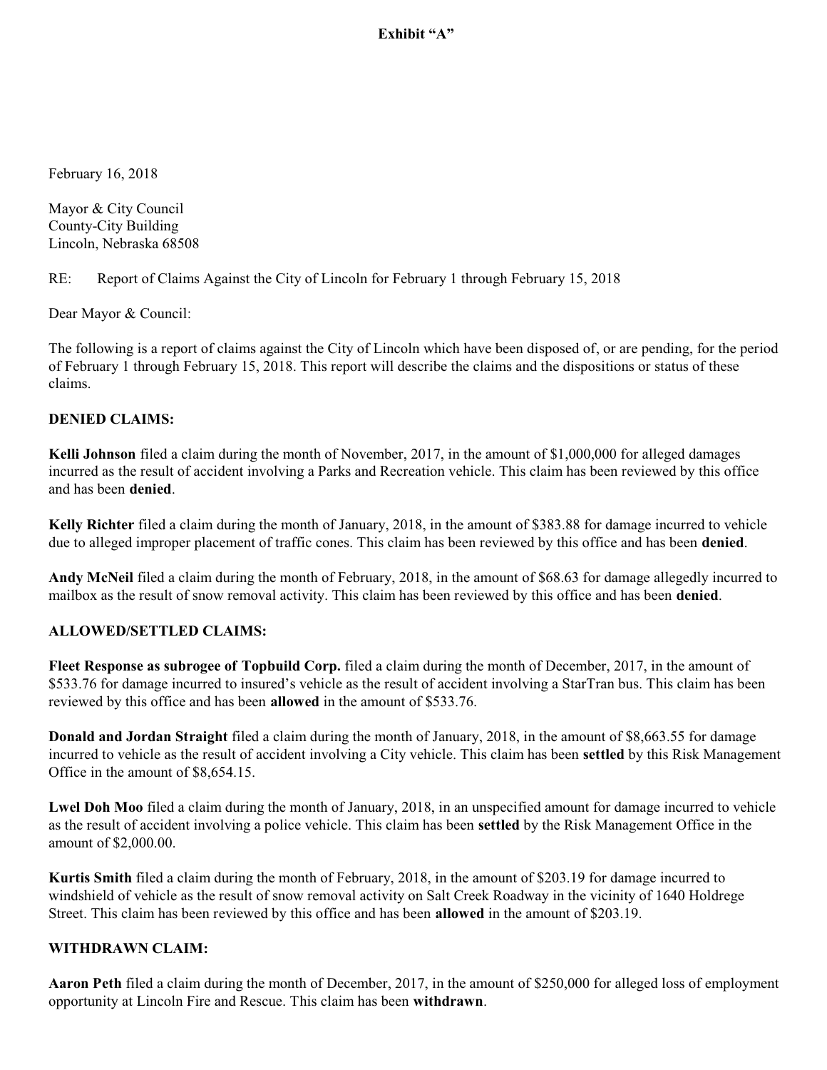**Exhibit "A"**

February 16, 2018

Mayor & City Council
County-City Building
Lincoln, Nebraska 68508

RE: Report of Claims Against the City of Lincoln for February 1 through February 15, 2018

Dear Mayor & Council:

The following is a report of claims against the City of Lincoln which have been disposed of, or are pending, for the period of February 1 through February 15, 2018. This report will describe the claims and the dispositions or status of these claims.

**DENIED CLAIMS:**

**Kelli Johnson** filed a claim during the month of November, 2017, in the amount of $1,000,000 for alleged damages incurred as the result of accident involving a Parks and Recreation vehicle. This claim has been reviewed by this office and has been **denied**.

**Kelly Richter** filed a claim during the month of January, 2018, in the amount of $383.88 for damage incurred to vehicle due to alleged improper placement of traffic cones. This claim has been reviewed by this office and has been **denied**.

**Andy McNeil** filed a claim during the month of February, 2018, in the amount of $68.63 for damage allegedly incurred to mailbox as the result of snow removal activity. This claim has been reviewed by this office and has been **denied**.

**ALLOWED/SETTLED CLAIMS:**

**Fleet Response as subrogee of Topbuild Corp.** filed a claim during the month of December, 2017, in the amount of $533.76 for damage incurred to insured's vehicle as the result of accident involving a StarTran bus. This claim has been reviewed by this office and has been **allowed** in the amount of $533.76.

**Donald and Jordan Straight** filed a claim during the month of January, 2018, in the amount of $8,663.55 for damage incurred to vehicle as the result of accident involving a City vehicle. This claim has been **settled** by this Risk Management Office in the amount of $8,654.15.

**Lwel Doh Moo** filed a claim during the month of January, 2018, in an unspecified amount for damage incurred to vehicle as the result of accident involving a police vehicle. This claim has been **settled** by the Risk Management Office in the amount of $2,000.00.

**Kurtis Smith** filed a claim during the month of February, 2018, in the amount of $203.19 for damage incurred to windshield of vehicle as the result of snow removal activity on Salt Creek Roadway in the vicinity of 1640 Holdrege Street. This claim has been reviewed by this office and has been **allowed** in the amount of $203.19.

**WITHDRAWN CLAIM:**

**Aaron Peth** filed a claim during the month of December, 2017, in the amount of $250,000 for alleged loss of employment opportunity at Lincoln Fire and Rescue. This claim has been **withdrawn**.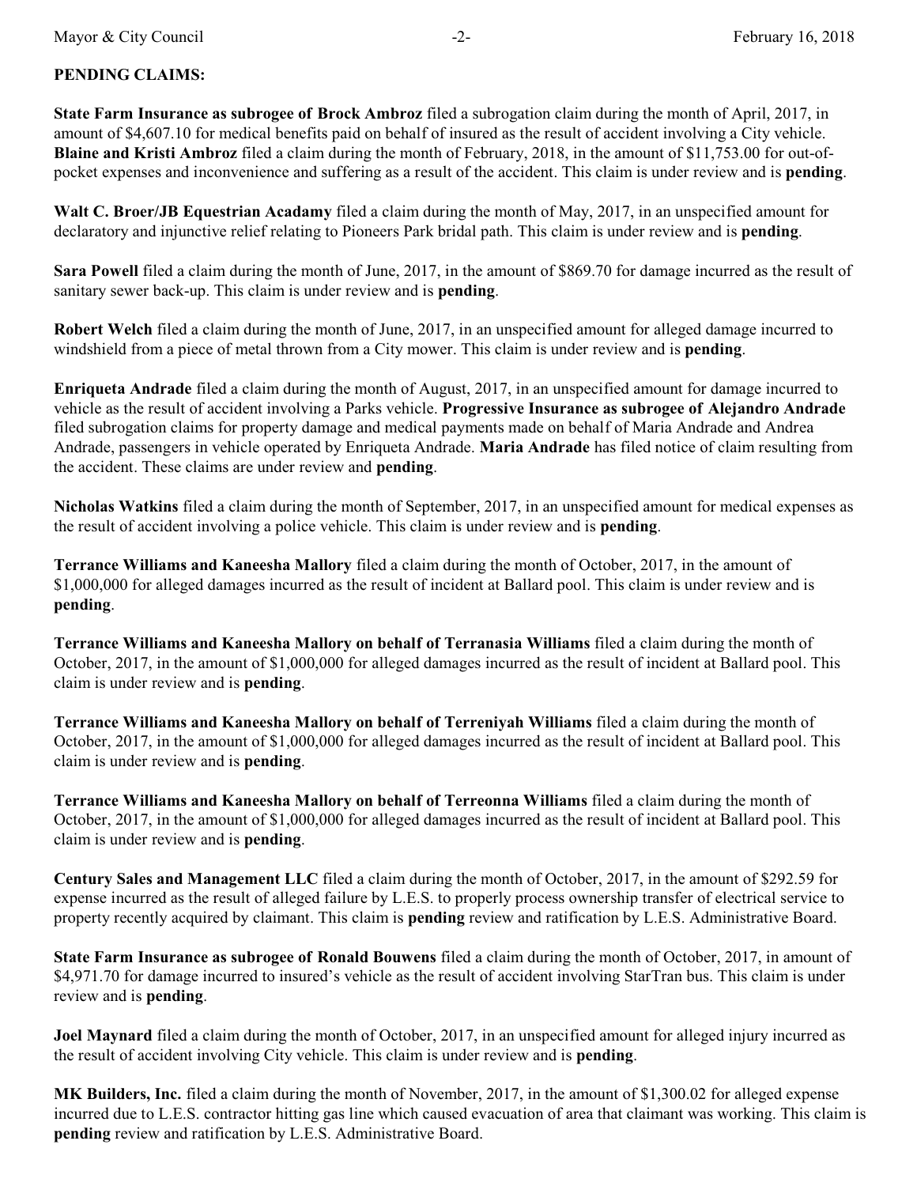**PENDING CLAIMS:**

**State Farm Insurance as subrogee of Brock Ambroz** filed a subrogation claim during the month of April, 2017, in amount of $4,607.10 for medical benefits paid on behalf of insured as the result of accident involving a City vehicle. **Blaine and Kristi Ambroz** filed a claim during the month of February, 2018, in the amount of $11,753.00 for out-of-pocket expenses and inconvenience and suffering as a result of the accident. This claim is under review and is **pending**.

**Walt C. Broer/JB Equestrian Acadamy** filed a claim during the month of May, 2017, in an unspecified amount for declaratory and injunctive relief relating to Pioneers Park bridal path. This claim is under review and is **pending**.

**Sara Powell** filed a claim during the month of June, 2017, in the amount of $869.70 for damage incurred as the result of sanitary sewer back-up. This claim is under review and is **pending**.

**Robert Welch** filed a claim during the month of June, 2017, in an unspecified amount for alleged damage incurred to windshield from a piece of metal thrown from a City mower. This claim is under review and is **pending**.

**Enriqueta Andrade** filed a claim during the month of August, 2017, in an unspecified amount for damage incurred to vehicle as the result of accident involving a Parks vehicle. **Progressive Insurance as subrogee of Alejandro Andrade** filed subrogation claims for property damage and medical payments made on behalf of Maria Andrade and Andrea Andrade, passengers in vehicle operated by Enriqueta Andrade. **Maria Andrade** has filed notice of claim resulting from the accident. These claims are under review and **pending**.

**Nicholas Watkins** filed a claim during the month of September, 2017, in an unspecified amount for medical expenses as the result of accident involving a police vehicle. This claim is under review and is **pending**.

**Terrance Williams and Kaneesha Mallory** filed a claim during the month of October, 2017, in the amount of $1,000,000 for alleged damages incurred as the result of incident at Ballard pool. This claim is under review and is **pending**.

**Terrance Williams and Kaneesha Mallory on behalf of Terranasia Williams** filed a claim during the month of October, 2017, in the amount of $1,000,000 for alleged damages incurred as the result of incident at Ballard pool. This claim is under review and is **pending**.

**Terrance Williams and Kaneesha Mallory on behalf of Terreniyah Williams** filed a claim during the month of October, 2017, in the amount of $1,000,000 for alleged damages incurred as the result of incident at Ballard pool. This claim is under review and is **pending**.

**Terrance Williams and Kaneesha Mallory on behalf of Terreonna Williams** filed a claim during the month of October, 2017, in the amount of $1,000,000 for alleged damages incurred as the result of incident at Ballard pool. This claim is under review and is **pending**.

**Century Sales and Management LLC** filed a claim during the month of October, 2017, in the amount of $292.59 for expense incurred as the result of alleged failure by L.E.S. to properly process ownership transfer of electrical service to property recently acquired by claimant. This claim is **pending** review and ratification by L.E.S. Administrative Board.

**State Farm Insurance as subrogee of Ronald Bouwens** filed a claim during the month of October, 2017, in amount of $4,971.70 for damage incurred to insured's vehicle as the result of accident involving StarTran bus. This claim is under review and is **pending**.

**Joel Maynard** filed a claim during the month of October, 2017, in an unspecified amount for alleged injury incurred as the result of accident involving City vehicle. This claim is under review and is **pending**.

**MK Builders, Inc.** filed a claim during the month of November, 2017, in the amount of $1,300.02 for alleged expense incurred due to L.E.S. contractor hitting gas line which caused evacuation of area that claimant was working. This claim is **pending** review and ratification by L.E.S. Administrative Board.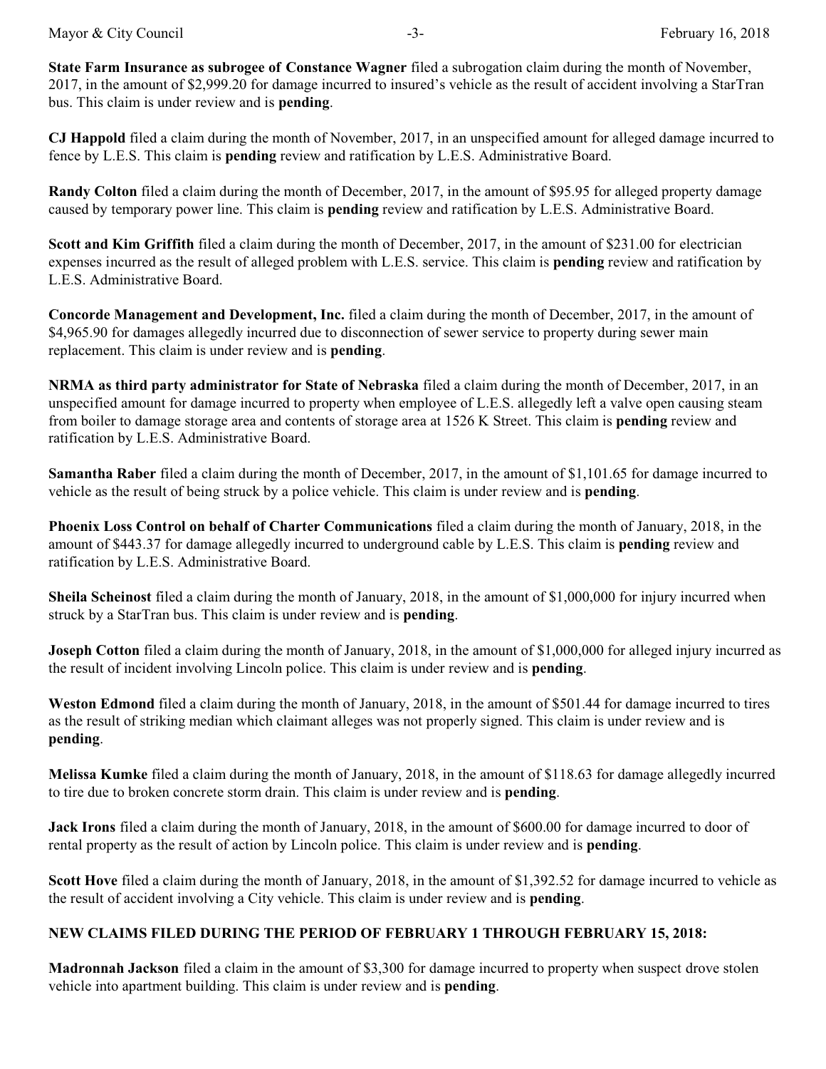**State Farm Insurance as subrogee of Constance Wagner** filed a subrogation claim during the month of November, 2017, in the amount of $2,999.20 for damage incurred to insured's vehicle as the result of accident involving a StarTran bus. This claim is under review and is **pending**.

**CJ Happold** filed a claim during the month of November, 2017, in an unspecified amount for alleged damage incurred to fence by L.E.S. This claim is **pending** review and ratification by L.E.S. Administrative Board.

**Randy Colton** filed a claim during the month of December, 2017, in the amount of $95.95 for alleged property damage caused by temporary power line. This claim is **pending** review and ratification by L.E.S. Administrative Board.

**Scott and Kim Griffith** filed a claim during the month of December, 2017, in the amount of $231.00 for electrician expenses incurred as the result of alleged problem with L.E.S. service. This claim is **pending** review and ratification by L.E.S. Administrative Board.

**Concorde Management and Development, Inc.** filed a claim during the month of December, 2017, in the amount of $4,965.90 for damages allegedly incurred due to disconnection of sewer service to property during sewer main replacement. This claim is under review and is **pending**.

**NRMA as third party administrator for State of Nebraska** filed a claim during the month of December, 2017, in an unspecified amount for damage incurred to property when employee of L.E.S. allegedly left a valve open causing steam from boiler to damage storage area and contents of storage area at 1526 K Street. This claim is **pending** review and ratification by L.E.S. Administrative Board.

**Samantha Raber** filed a claim during the month of December, 2017, in the amount of $1,101.65 for damage incurred to vehicle as the result of being struck by a police vehicle. This claim is under review and is **pending**.

**Phoenix Loss Control on behalf of Charter Communications** filed a claim during the month of January, 2018, in the amount of $443.37 for damage allegedly incurred to underground cable by L.E.S. This claim is **pending** review and ratification by L.E.S. Administrative Board.

**Sheila Scheinost** filed a claim during the month of January, 2018, in the amount of $1,000,000 for injury incurred when struck by a StarTran bus. This claim is under review and is **pending**.

**Joseph Cotton** filed a claim during the month of January, 2018, in the amount of $1,000,000 for alleged injury incurred as the result of incident involving Lincoln police. This claim is under review and is **pending**.

**Weston Edmond** filed a claim during the month of January, 2018, in the amount of $501.44 for damage incurred to tires as the result of striking median which claimant alleges was not properly signed. This claim is under review and is **pending**.

**Melissa Kumke** filed a claim during the month of January, 2018, in the amount of $118.63 for damage allegedly incurred to tire due to broken concrete storm drain. This claim is under review and is **pending**.

**Jack Irons** filed a claim during the month of January, 2018, in the amount of $600.00 for damage incurred to door of rental property as the result of action by Lincoln police. This claim is under review and is **pending**.

**Scott Hove** filed a claim during the month of January, 2018, in the amount of $1,392.52 for damage incurred to vehicle as the result of accident involving a City vehicle. This claim is under review and is **pending**.

**NEW CLAIMS FILED DURING THE PERIOD OF FEBRUARY 1 THROUGH FEBRUARY 15, 2018:**

**Madronnah Jackson** filed a claim in the amount of $3,300 for damage incurred to property when suspect drove stolen vehicle into apartment building. This claim is under review and is **pending**.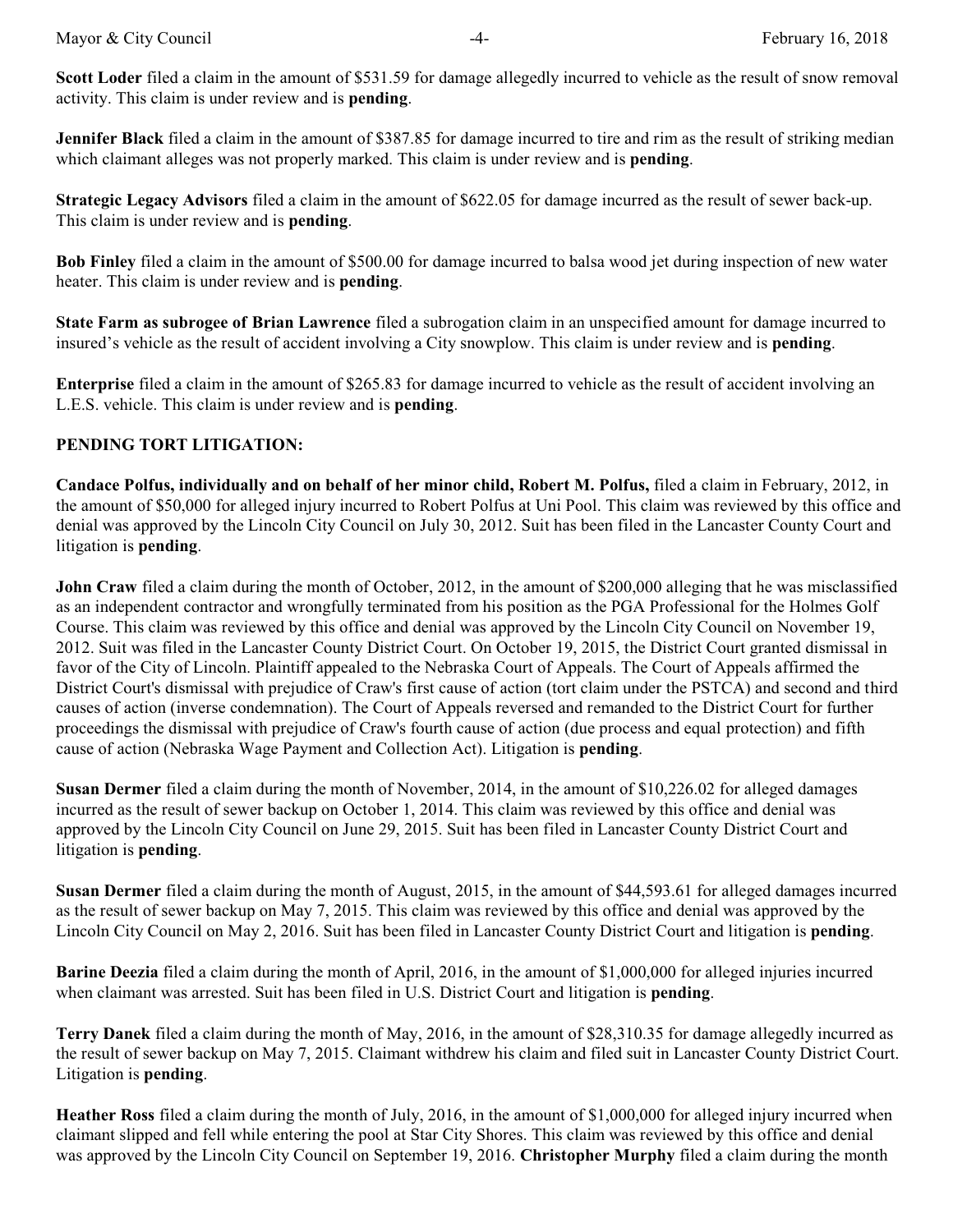**Scott Loder** filed a claim in the amount of $531.59 for damage allegedly incurred to vehicle as the result of snow removal activity. This claim is under review and is **pending**.

**Jennifer Black** filed a claim in the amount of $387.85 for damage incurred to tire and rim as the result of striking median which claimant alleges was not properly marked. This claim is under review and is **pending**.

**Strategic Legacy Advisors** filed a claim in the amount of $622.05 for damage incurred as the result of sewer back-up. This claim is under review and is **pending**.

**Bob Finley** filed a claim in the amount of $500.00 for damage incurred to balsa wood jet during inspection of new water heater. This claim is under review and is **pending**.

**State Farm as subrogee of Brian Lawrence** filed a subrogation claim in an unspecified amount for damage incurred to insured's vehicle as the result of accident involving a City snowplow. This claim is under review and is **pending**.

**Enterprise** filed a claim in the amount of $265.83 for damage incurred to vehicle as the result of accident involving an L.E.S. vehicle. This claim is under review and is **pending**.

**PENDING TORT LITIGATION:**

**Candace Polfus, individually and on behalf of her minor child, Robert M. Polfus,** filed a claim in February, 2012, in the amount of $50,000 for alleged injury incurred to Robert Polfus at Uni Pool. This claim was reviewed by this office and denial was approved by the Lincoln City Council on July 30, 2012. Suit has been filed in the Lancaster County Court and litigation is **pending**.

**John Craw** filed a claim during the month of October, 2012, in the amount of $200,000 alleging that he was misclassified as an independent contractor and wrongfully terminated from his position as the PGA Professional for the Holmes Golf Course. This claim was reviewed by this office and denial was approved by the Lincoln City Council on November 19, 2012. Suit was filed in the Lancaster County District Court. On October 19, 2015, the District Court granted dismissal in favor of the City of Lincoln. Plaintiff appealed to the Nebraska Court of Appeals. The Court of Appeals affirmed the District Court's dismissal with prejudice of Craw's first cause of action (tort claim under the PSTCA) and second and third causes of action (inverse condemnation). The Court of Appeals reversed and remanded to the District Court for further proceedings the dismissal with prejudice of Craw's fourth cause of action (due process and equal protection) and fifth cause of action (Nebraska Wage Payment and Collection Act). Litigation is **pending**.

**Susan Dermer** filed a claim during the month of November, 2014, in the amount of $10,226.02 for alleged damages incurred as the result of sewer backup on October 1, 2014. This claim was reviewed by this office and denial was approved by the Lincoln City Council on June 29, 2015. Suit has been filed in Lancaster County District Court and litigation is **pending**.

**Susan Dermer** filed a claim during the month of August, 2015, in the amount of $44,593.61 for alleged damages incurred as the result of sewer backup on May 7, 2015. This claim was reviewed by this office and denial was approved by the Lincoln City Council on May 2, 2016. Suit has been filed in Lancaster County District Court and litigation is **pending**.

**Barine Deezia** filed a claim during the month of April, 2016, in the amount of $1,000,000 for alleged injuries incurred when claimant was arrested. Suit has been filed in U.S. District Court and litigation is **pending**.

**Terry Danek** filed a claim during the month of May, 2016, in the amount of $28,310.35 for damage allegedly incurred as the result of sewer backup on May 7, 2015. Claimant withdrew his claim and filed suit in Lancaster County District Court. Litigation is **pending**.

**Heather Ross** filed a claim during the month of July, 2016, in the amount of $1,000,000 for alleged injury incurred when claimant slipped and fell while entering the pool at Star City Shores. This claim was reviewed by this office and denial was approved by the Lincoln City Council on September 19, 2016. **Christopher Murphy** filed a claim during the month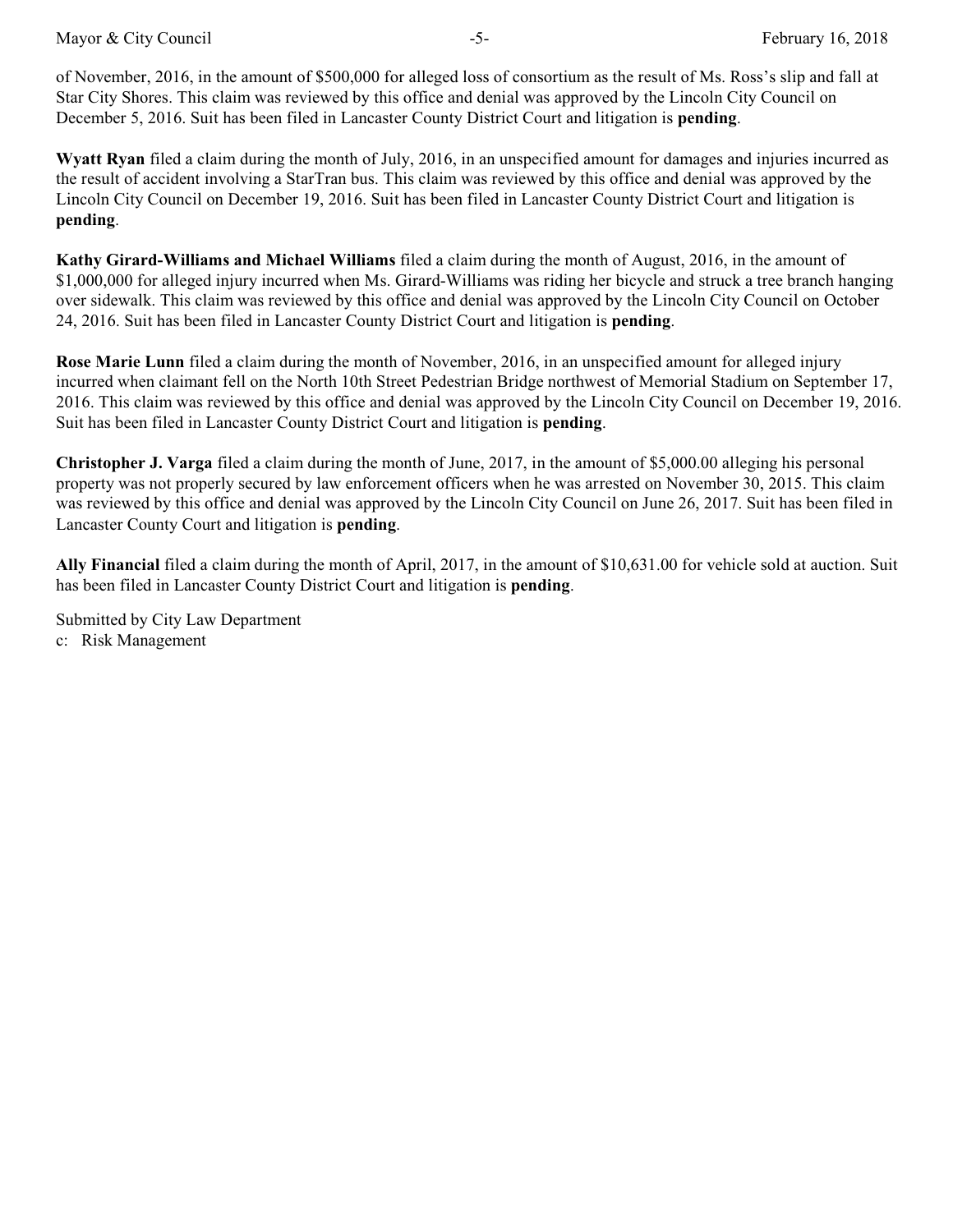of November, 2016, in the amount of $500,000 for alleged loss of consortium as the result of Ms. Ross's slip and fall at Star City Shores. This claim was reviewed by this office and denial was approved by the Lincoln City Council on December 5, 2016. Suit has been filed in Lancaster County District Court and litigation is **pending**.

**Wyatt Ryan** filed a claim during the month of July, 2016, in an unspecified amount for damages and injuries incurred as the result of accident involving a StarTran bus. This claim was reviewed by this office and denial was approved by the Lincoln City Council on December 19, 2016. Suit has been filed in Lancaster County District Court and litigation is **pending**.

**Kathy Girard-Williams and Michael Williams** filed a claim during the month of August, 2016, in the amount of $1,000,000 for alleged injury incurred when Ms. Girard-Williams was riding her bicycle and struck a tree branch hanging over sidewalk. This claim was reviewed by this office and denial was approved by the Lincoln City Council on October 24, 2016. Suit has been filed in Lancaster County District Court and litigation is **pending**.

**Rose Marie Lunn** filed a claim during the month of November, 2016, in an unspecified amount for alleged injury incurred when claimant fell on the North 10th Street Pedestrian Bridge northwest of Memorial Stadium on September 17, 2016. This claim was reviewed by this office and denial was approved by the Lincoln City Council on December 19, 2016. Suit has been filed in Lancaster County District Court and litigation is **pending**.

**Christopher J. Varga** filed a claim during the month of June, 2017, in the amount of $5,000.00 alleging his personal property was not properly secured by law enforcement officers when he was arrested on November 30, 2015. This claim was reviewed by this office and denial was approved by the Lincoln City Council on June 26, 2017. Suit has been filed in Lancaster County Court and litigation is **pending**.

**Ally Financial** filed a claim during the month of April, 2017, in the amount of $10,631.00 for vehicle sold at auction. Suit has been filed in Lancaster County District Court and litigation is **pending**.

Submitted by City Law Department
c: Risk Management